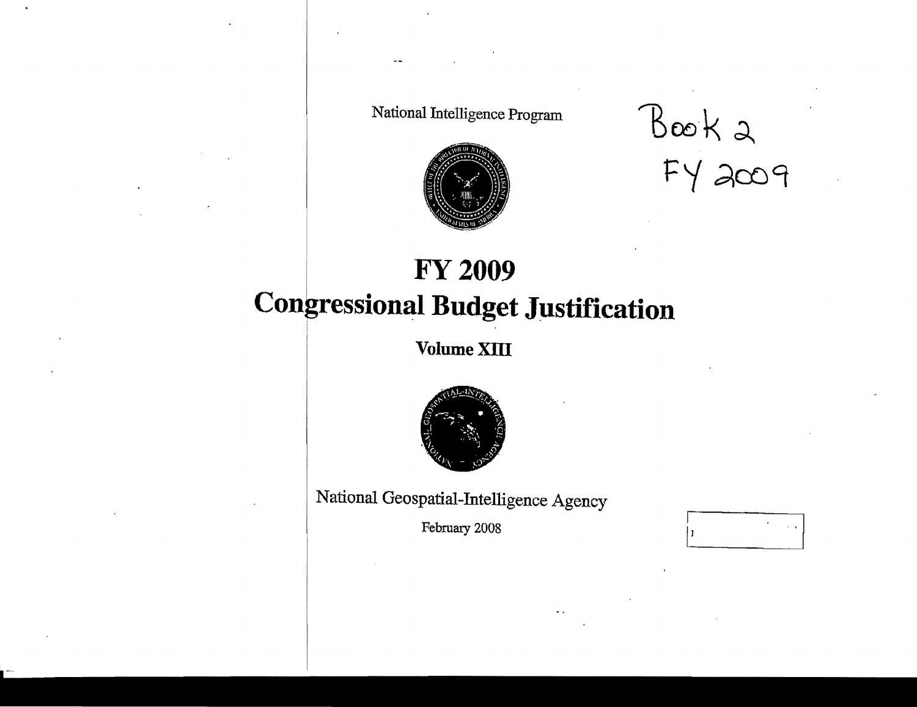National Intelligence Program

Book 2
FY 2009

# FY 2009
# Congressional Budget Justification

**Volume XIII**

National Geospatial-Intelligence Agency

February 2008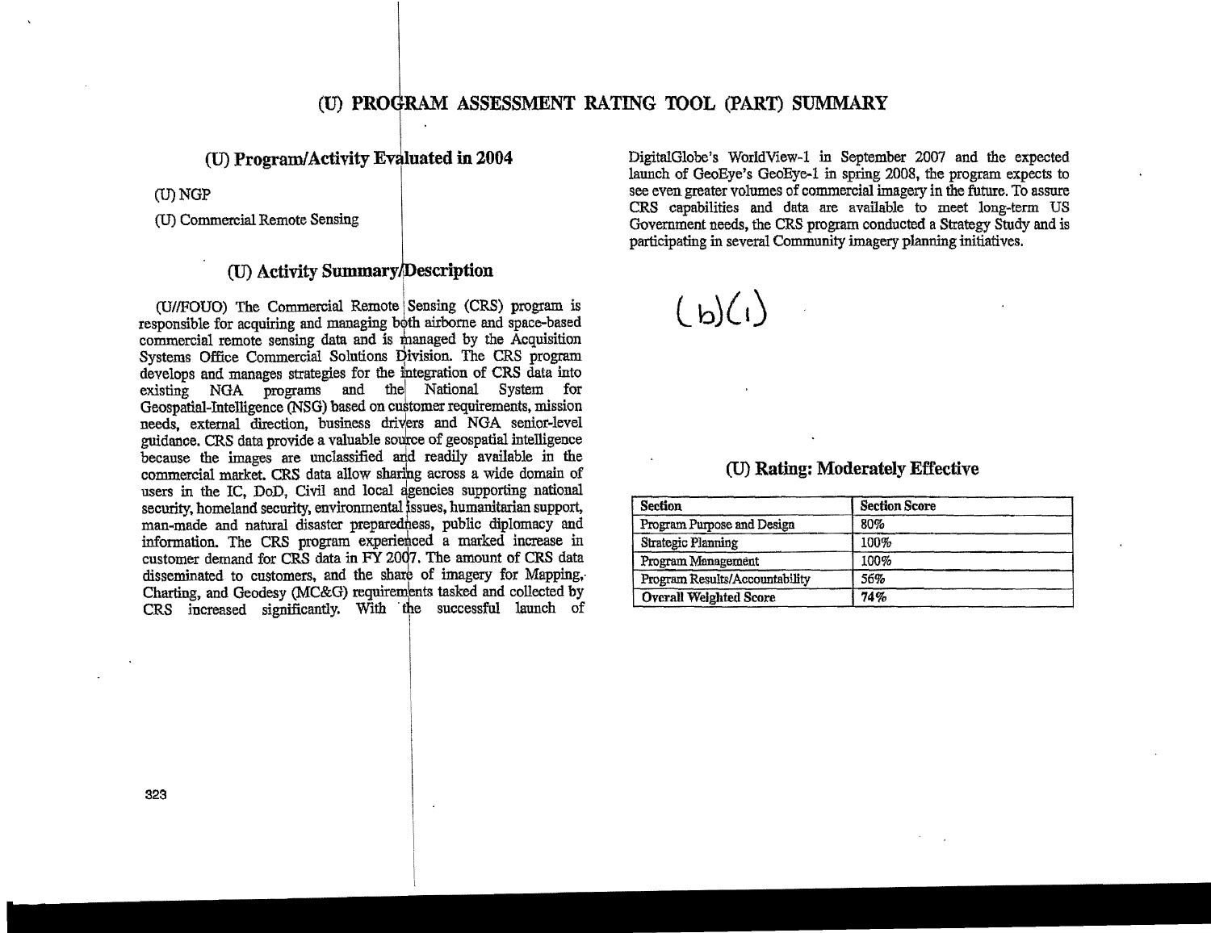# (U) PROGRAM ASSESSMENT RATING TOOL (PART) SUMMARY

## (U) Program/Activity Evaluated in 2004

(U) NGP

(U) Commercial Remote Sensing

## (U) Activity Summary/Description

(U//FOUO) The Commercial Remote Sensing (CRS) program is responsible for acquiring and managing both airborne and space-based commercial remote sensing data and is managed by the Acquisition Systems Office Commercial Solutions Division. The CRS program develops and manages strategies for the integration of CRS data into existing NGA programs and the National System for Geospatial-Intelligence (NSG) based on customer requirements, mission needs, external direction, business drivers and NGA senior-level guidance. CRS data provide a valuable source of geospatial intelligence because the images are unclassified and readily available in the commercial market. CRS data allow sharing across a wide domain of users in the IC, DoD, Civil and local agencies supporting national security, homeland security, environmental issues, humanitarian support, man-made and natural disaster preparedness, public diplomacy and information. The CRS program experienced a marked increase in customer demand for CRS data in FY 2007. The amount of CRS data disseminated to customers, and the share of imagery for Mapping, Charting, and Geodesy (MC&G) requirements tasked and collected by CRS increased significantly. With the successful launch of DigitalGlobe's WorldView-1 in September 2007 and the expected launch of GeoEye's GeoEye-1 in spring 2008, the program expects to see even greater volumes of commercial imagery in the future. To assure CRS capabilities and data are available to meet long-term US Government needs, the CRS program conducted a Strategy Study and is participating in several Community imagery planning initiatives.

(b)(1)

## (U) Rating: Moderately Effective

| Section | Section Score |
|---|---|
| Program Purpose and Design | 80% |
| Strategic Planning | 100% |
| Program Management | 100% |
| Program Results/Accountability | 56% |
| **Overall Weighted Score** | **74%** |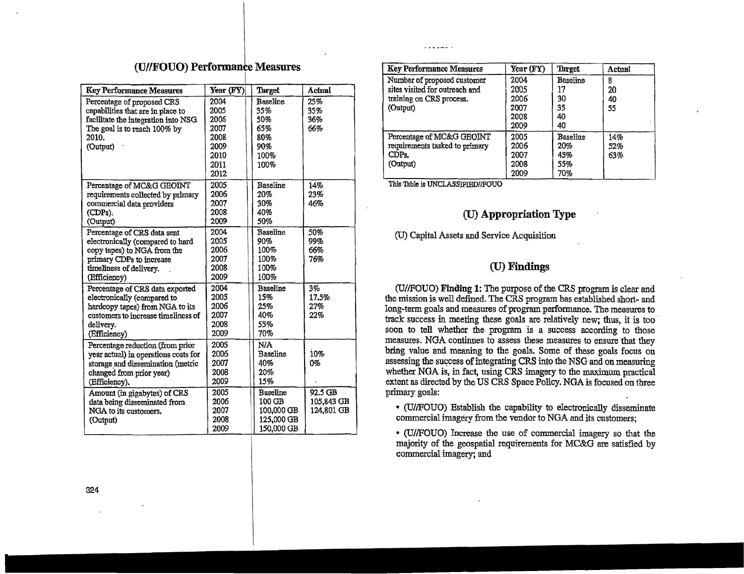## (U//FOUO) Performance Measures

| Key Performance Measures | Year (FY) | Target | Actual |
|---|---|---|---|
| Percentage of proposed CRS capabilities that are in place to facilitate the integration into NSG. The goal is to reach 100% by 2010. (Output) | 2004<br>2005<br>2006<br>2007<br>2008<br>2009<br>2010<br>2011<br>2012 | Baseline<br>35%<br>50%<br>65%<br>80%<br>90%<br>100%<br>100% | 25%<br>35%<br>36%<br>66% |
| Percentage of MC&G GEOINT requirements collected by primary commercial data providers (CDPs). (Output) | 2005<br>2006<br>2007<br>2008<br>2009 | Baseline<br>20%<br>30%<br>40%<br>50% | 14%<br>23%<br>46% |
| Percentage of CRS data sent electronically (compared to hard copy tapes) to NGA from the primary CDPs to increase timeliness of delivery. (Efficiency) | 2004<br>2005<br>2006<br>2007<br>2008<br>2009 | Baseline<br>90%<br>100%<br>100%<br>100%<br>100% | 50%<br>99%<br>66%<br>76% |
| Percentage of CRS data exported electronically (compared to hardcopy tapes) from NGA to its customers to increase timeliness of delivery. (Efficiency) | 2004<br>2005<br>2006<br>2007<br>2008<br>2009 | Baseline<br>15%<br>25%<br>40%<br>55%<br>70% | 3%<br>17.5%<br>27%<br>22% |
| Percentage reduction (from prior year actual) in operations costs for storage and dissemination (metric changed from prior year) (Efficiency). | 2005<br>2006<br>2007<br>2008<br>2009 | N/A<br>Baseline<br>40%<br>20%<br>15% | <br>10%<br>0% |
| Amount (in gigabytes) of CRS data being disseminated from NGA to its customers. (Output) | 2005<br>2006<br>2007<br>2008<br>2009 | Baseline<br>100 GB<br>100,000 GB<br>125,000 GB<br>150,000 GB | 92.5 GB<br>105,843 GB<br>124,801 GB |
| Number of proposed customer sites visited for outreach and training on CRS process. (Output) | 2004<br>2005<br>2006<br>2007<br>2008<br>2009 | Baseline<br>17<br>30<br>35<br>40<br>40 | 8<br>20<br>40<br>55 |
| Percentage of MC&G GEOINT requirements tasked to primary CDPs. (Output) | 2005<br>2006<br>2007<br>2008<br>2009 | Baseline<br>20%<br>45%<br>55%<br>70% | 14%<br>52%<br>63% |

This Table is UNCLASSIFIED//FOUO

## (U) Appropriation Type

(U) Capital Assets and Service Acquisition

## (U) Findings

(U//FOUO) **Finding 1:** The purpose of the CRS program is clear and the mission is well defined. The CRS program has established short- and long-term goals and measures of program performance. The measures to track success in meeting these goals are relatively new; thus, it is too soon to tell whether the program is a success according to those measures. NGA continues to assess these measures to ensure that they bring value and meaning to the goals. Some of these goals focus on assessing the success of integrating CRS into the NSG and on measuring whether NGA is, in fact, using CRS imagery to the maximum practical extent as directed by the US CRS Space Policy. NGA is focused on three primary goals:

- (U//FOUO) Establish the capability to electronically disseminate commercial imagery from the vendor to NGA and its customers;
- (U//FOUO) Increase the use of commercial imagery so that the majority of the geospatial requirements for MC&G are satisfied by commercial imagery; and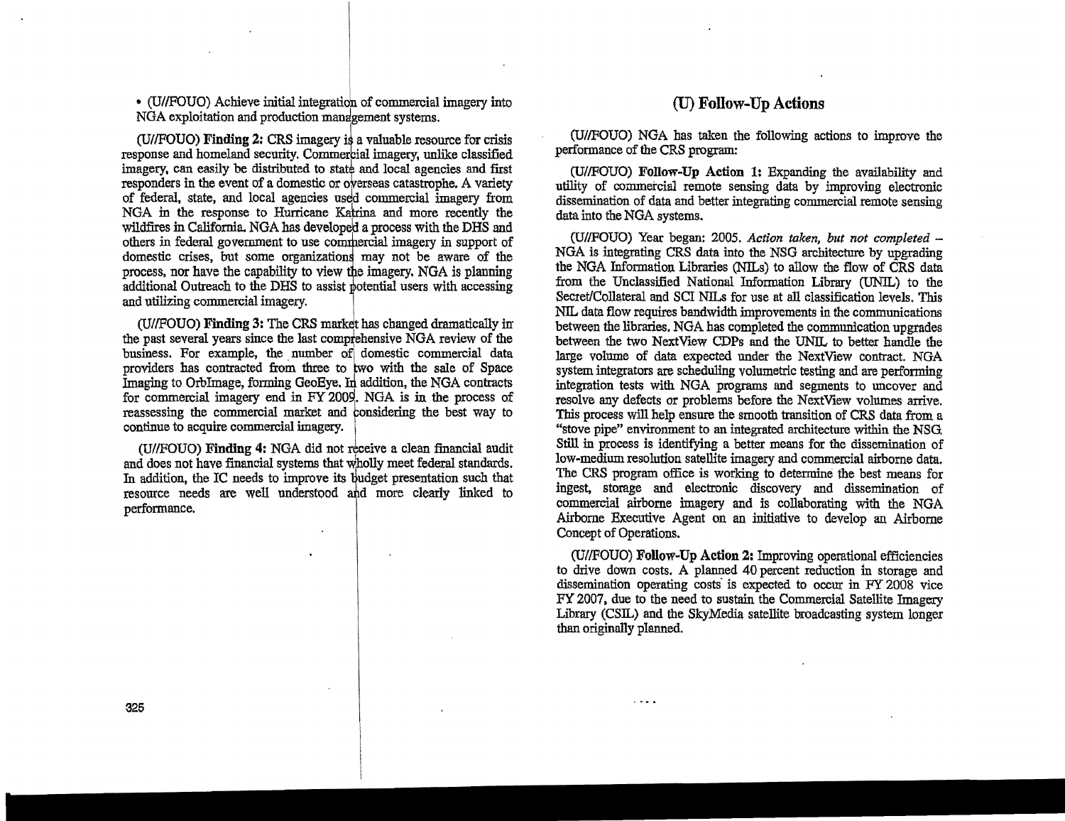- (U//FOUO) Achieve initial integration of commercial imagery into NGA exploitation and production management systems.

(U//FOUO) **Finding 2:** CRS imagery is a valuable resource for crisis response and homeland security. Commercial imagery, unlike classified imagery, can easily be distributed to state and local agencies and first responders in the event of a domestic or overseas catastrophe. A variety of federal, state, and local agencies used commercial imagery from NGA in the response to Hurricane Katrina and more recently the wildfires in California. NGA has developed a process with the DHS and others in federal government to use commercial imagery in support of domestic crises, but some organizations may not be aware of the process, nor have the capability to view the imagery. NGA is planning additional Outreach to the DHS to assist potential users with accessing and utilizing commercial imagery.

(U//FOUO) **Finding 3:** The CRS market has changed dramatically in the past several years since the last comprehensive NGA review of the business. For example, the number of domestic commercial data providers has contracted from three to two with the sale of Space Imaging to OrbImage, forming GeoEye. In addition, the NGA contracts for commercial imagery end in FY 2009. NGA is in the process of reassessing the commercial market and considering the best way to continue to acquire commercial imagery.

(U//FOUO) **Finding 4:** NGA did not receive a clean financial audit and does not have financial systems that wholly meet federal standards. In addition, the IC needs to improve its budget presentation such that resource needs are well understood and more clearly linked to performance.

## (U) Follow-Up Actions

(U//FOUO) NGA has taken the following actions to improve the performance of the CRS program:

(U//FOUO) **Follow-Up Action 1:** Expanding the availability and utility of commercial remote sensing data by improving electronic dissemination of data and better integrating commercial remote sensing data into the NGA systems.

(U//FOUO) Year began: 2005. *Action taken, but not completed* – NGA is integrating CRS data into the NSG architecture by upgrading the NGA Information Libraries (NILs) to allow the flow of CRS data from the Unclassified National Information Library (UNIL) to the Secret/Collateral and SCI NILs for use at all classification levels. This NIL data flow requires bandwidth improvements in the communications between the libraries. NGA has completed the communication upgrades between the two NextView CDPs and the UNIL to better handle the large volume of data expected under the NextView contract. NGA system integrators are scheduling volumetric testing and are performing integration tests with NGA programs and segments to uncover and resolve any defects or problems before the NextView volumes arrive. This process will help ensure the smooth transition of CRS data from a "stove pipe" environment to an integrated architecture within the NSG. Still in process is identifying a better means for the dissemination of low-medium resolution satellite imagery and commercial airborne data. The CRS program office is working to determine the best means for ingest, storage and electronic discovery and dissemination of commercial airborne imagery and is collaborating with the NGA Airborne Executive Agent on an initiative to develop an Airborne Concept of Operations.

(U//FOUO) **Follow-Up Action 2:** Improving operational efficiencies to drive down costs. A planned 40 percent reduction in storage and dissemination operating costs is expected to occur in FY 2008 vice FY 2007, due to the need to sustain the Commercial Satellite Imagery Library (CSIL) and the SkyMedia satellite broadcasting system longer than originally planned.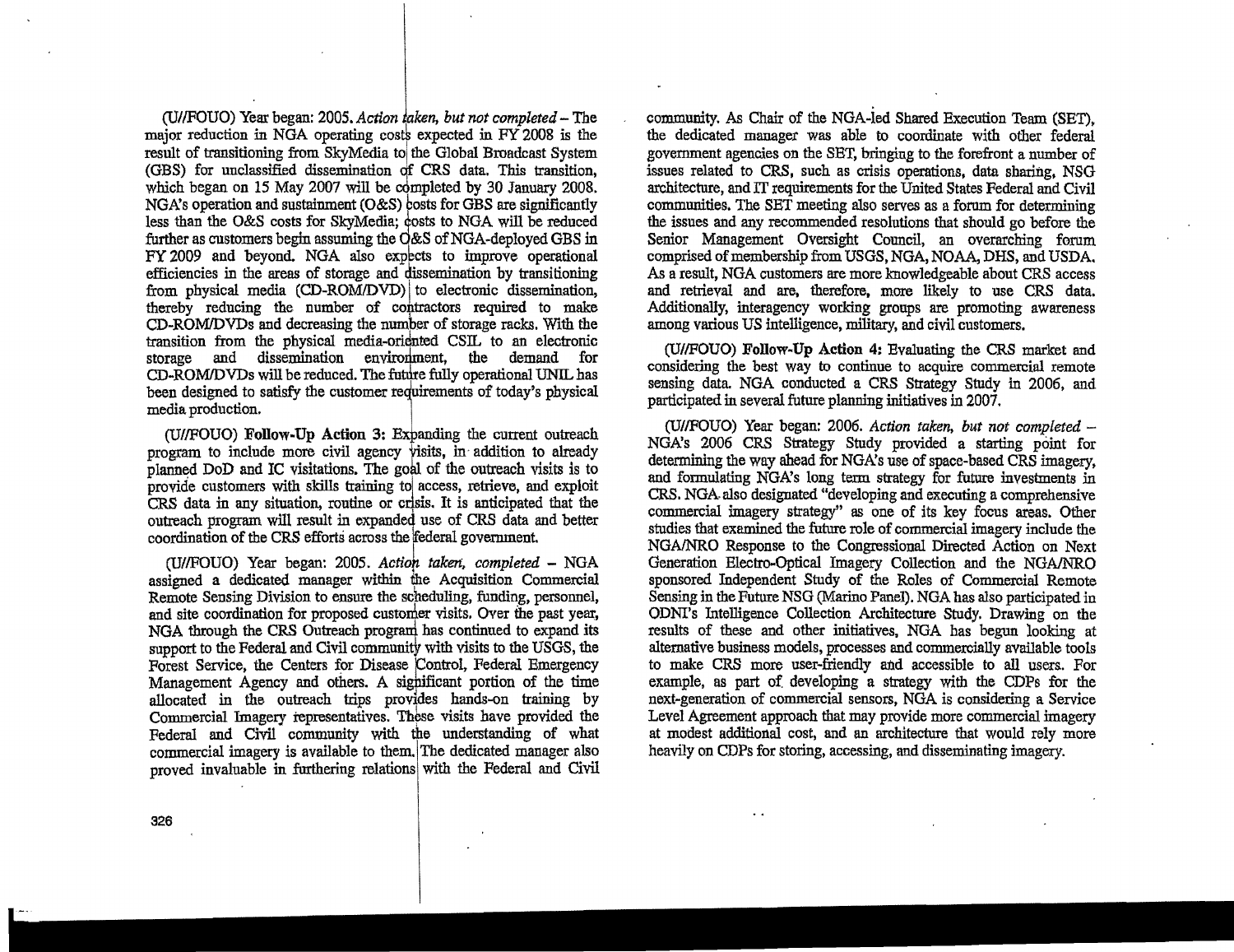(U//FOUO) Year began: 2005. *Action taken, but not completed* – The major reduction in NGA operating costs expected in FY 2008 is the result of transitioning from SkyMedia to the Global Broadcast System (GBS) for unclassified dissemination of CRS data. This transition, which began on 15 May 2007 will be completed by 30 January 2008. NGA's operation and sustainment (O&S) costs for GBS are significantly less than the O&S costs for SkyMedia; costs to NGA will be reduced further as customers begin assuming the O&S of NGA-deployed GBS in FY 2009 and beyond. NGA also expects to improve operational efficiencies in the areas of storage and dissemination by transitioning from physical media (CD-ROM/DVD) to electronic dissemination, thereby reducing the number of contractors required to make CD-ROM/DVDs and decreasing the number of storage racks. With the transition from the physical media-oriented CSIL to an electronic storage and dissemination environment, the demand for CD-ROM/DVDs will be reduced. The future fully operational UNIL has been designed to satisfy the customer requirements of today's physical media production.

(U//FOUO) **Follow-Up Action 3:** Expanding the current outreach program to include more civil agency visits, in addition to already planned DoD and IC visitations. The goal of the outreach visits is to provide customers with skills training to access, retrieve, and exploit CRS data in any situation, routine or crisis. It is anticipated that the outreach program will result in expanded use of CRS data and better coordination of the CRS efforts across the federal government.

(U//FOUO) Year began: 2005. *Action taken, completed* – NGA assigned a dedicated manager within the Acquisition Commercial Remote Sensing Division to ensure the scheduling, funding, personnel, and site coordination for proposed customer visits. Over the past year, NGA through the CRS Outreach program has continued to expand its support to the Federal and Civil community with visits to the USGS, the Forest Service, the Centers for Disease Control, Federal Emergency Management Agency and others. A significant portion of the time allocated in the outreach trips provides hands-on training by Commercial Imagery representatives. These visits have provided the Federal and Civil community with the understanding of what commercial imagery is available to them. The dedicated manager also proved invaluable in furthering relations with the Federal and Civil community. As Chair of the NGA-led Shared Execution Team (SET), the dedicated manager was able to coordinate with other federal government agencies on the SET, bringing to the forefront a number of issues related to CRS, such as crisis operations, data sharing, NSG architecture, and IT requirements for the United States Federal and Civil communities. The SET meeting also serves as a forum for determining the issues and any recommended resolutions that should go before the Senior Management Oversight Council, an overarching forum comprised of membership from USGS, NGA, NOAA, DHS, and USDA. As a result, NGA customers are more knowledgeable about CRS access and retrieval and are, therefore, more likely to use CRS data. Additionally, interagency working groups are promoting awareness among various US intelligence, military, and civil customers.

(U//FOUO) **Follow-Up Action 4:** Evaluating the CRS market and considering the best way to continue to acquire commercial remote sensing data. NGA conducted a CRS Strategy Study in 2006, and participated in several future planning initiatives in 2007.

(U//FOUO) Year began: 2006. *Action taken, but not completed* – NGA's 2006 CRS Strategy Study provided a starting point for determining the way ahead for NGA's use of space-based CRS imagery, and formulating NGA's long term strategy for future investments in CRS. NGA also designated "developing and executing a comprehensive commercial imagery strategy" as one of its key focus areas. Other studies that examined the future role of commercial imagery include the NGA/NRO Response to the Congressional Directed Action on Next Generation Electro-Optical Imagery Collection and the NGA/NRO sponsored Independent Study of the Roles of Commercial Remote Sensing in the Future NSG (Marino Panel). NGA has also participated in ODNI's Intelligence Collection Architecture Study. Drawing on the results of these and other initiatives, NGA has begun looking at alternative business models, processes and commercially available tools to make CRS more user-friendly and accessible to all users. For example, as part of developing a strategy with the CDPs for the next-generation of commercial sensors, NGA is considering a Service Level Agreement approach that may provide more commercial imagery at modest additional cost, and an architecture that would rely more heavily on CDPs for storing, accessing, and disseminating imagery.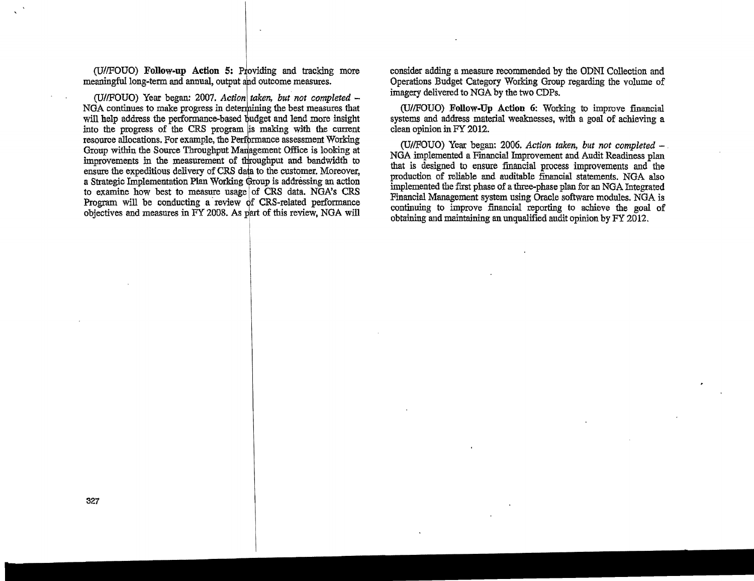(U//FOUO) **Follow-up Action 5:** Providing and tracking more meaningful long-term and annual, output and outcome measures.

(U//FOUO) Year began: 2007. *Action taken, but not completed* – NGA continues to make progress in determining the best measures that will help address the performance-based budget and lend more insight into the progress of the CRS program is making with the current resource allocations. For example, the Performance assessment Working Group within the Source Throughput Management Office is looking at improvements in the measurement of throughput and bandwidth to ensure the expeditious delivery of CRS data to the customer. Moreover, a Strategic Implementation Plan Working Group is addressing an action to examine how best to measure usage of CRS data. NGA's CRS Program will be conducting a review of CRS-related performance objectives and measures in FY 2008. As part of this review, NGA will consider adding a measure recommended by the ODNI Collection and Operations Budget Category Working Group regarding the volume of imagery delivered to NGA by the two CDPs.

(U//FOUO) **Follow-Up Action 6:** Working to improve financial systems and address material weaknesses, with a goal of achieving a clean opinion in FY 2012.

(U//FOUO) Year began: 2006. *Action taken, but not completed* – NGA implemented a Financial Improvement and Audit Readiness plan that is designed to ensure financial process improvements and the production of reliable and auditable financial statements. NGA also implemented the first phase of a three-phase plan for an NGA Integrated Financial Management system using Oracle software modules. NGA is continuing to improve financial reporting to achieve the goal of obtaining and maintaining an unqualified audit opinion by FY 2012.